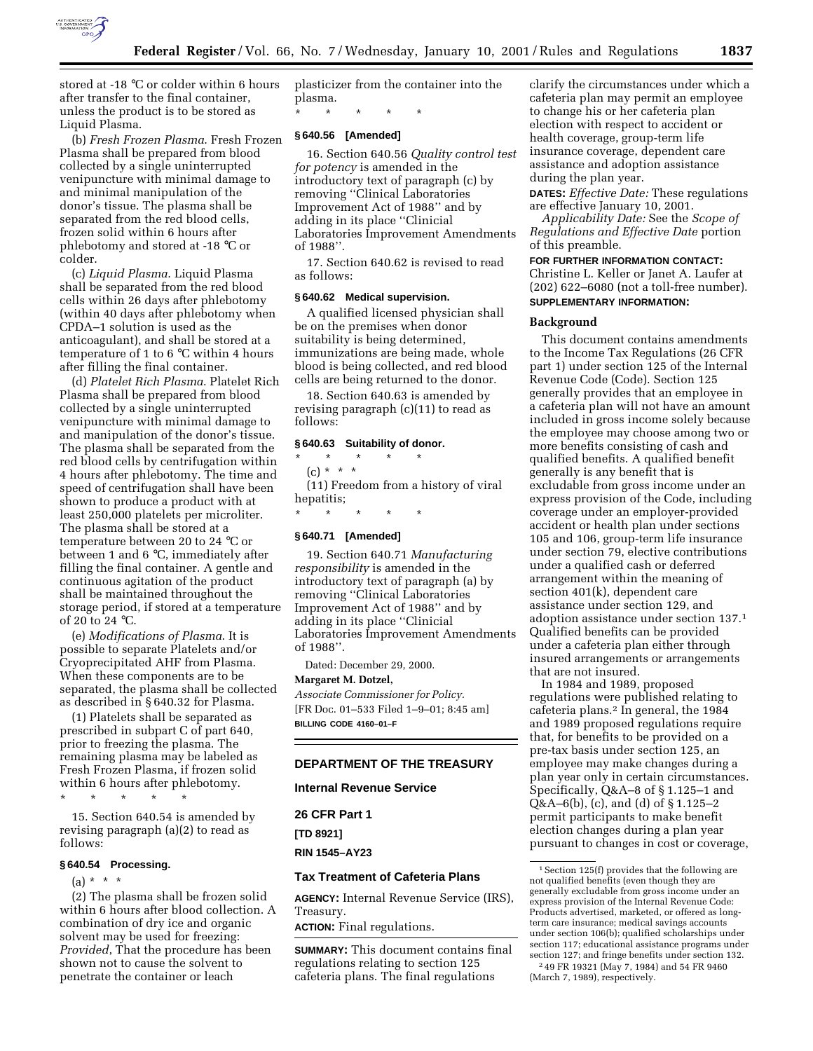stored at -18 °C or colder within 6 hours after transfer to the final container, unless the product is to be stored as Liquid Plasma.

(b) *Fresh Frozen Plasma*. Fresh Frozen Plasma shall be prepared from blood collected by a single uninterrupted venipuncture with minimal damage to and minimal manipulation of the donor's tissue. The plasma shall be separated from the red blood cells, frozen solid within 6 hours after phlebotomy and stored at -18 °C or colder.

(c) *Liquid Plasma*. Liquid Plasma shall be separated from the red blood cells within 26 days after phlebotomy (within 40 days after phlebotomy when CPDA–1 solution is used as the anticoagulant), and shall be stored at a temperature of 1 to 6 °C within 4 hours after filling the final container.

(d) *Platelet Rich Plasma*. Platelet Rich Plasma shall be prepared from blood collected by a single uninterrupted venipuncture with minimal damage to and manipulation of the donor's tissue. The plasma shall be separated from the red blood cells by centrifugation within 4 hours after phlebotomy. The time and speed of centrifugation shall have been shown to produce a product with at least 250,000 platelets per microliter. The plasma shall be stored at a temperature between 20 to 24 °C or between 1 and 6 °C, immediately after filling the final container. A gentle and continuous agitation of the product shall be maintained throughout the storage period, if stored at a temperature of 20 to 24 °C.

(e) *Modifications of Plasma*. It is possible to separate Platelets and/or Cryoprecipitated AHF from Plasma. When these components are to be separated, the plasma shall be collected as described in § 640.32 for Plasma.

(1) Platelets shall be separated as prescribed in subpart C of part 640, prior to freezing the plasma. The remaining plasma may be labeled as Fresh Frozen Plasma, if frozen solid within 6 hours after phlebotomy.

\* \* \* \* \*

15. Section 640.54 is amended by revising paragraph (a)(2) to read as follows:

### § 640.54 Processing.

(a) \* \* \*

(2) The plasma shall be frozen solid within 6 hours after blood collection. A combination of dry ice and organic solvent may be used for freezing: *Provided*, That the procedure has been shown not to cause the solvent to penetrate the container or leach plasticizer from the container into the plasma.

\* \* \* \* \*

### § 640.56 [Amended]

16. Section 640.56 *Quality control test for potency* is amended in the introductory text of paragraph (c) by removing ''Clinical Laboratories Improvement Act of 1988'' and by adding in its place ''Clinicial Laboratories Improvement Amendments of 1988''.

17. Section 640.62 is revised to read as follows:

### § 640.62 Medical supervision.

A qualified licensed physician shall be on the premises when donor suitability is being determined, immunizations are being made, whole blood is being collected, and red blood cells are being returned to the donor.

18. Section 640.63 is amended by revising paragraph (c)(11) to read as follows:

### § 640.63 Suitability of donor.

\* \* \* \* \*

(c) \* \* \*

(11) Freedom from a history of viral hepatitis;

\* \* \* \* \*

### § 640.71 [Amended]

19. Section 640.71 *Manufacturing responsibility* is amended in the introductory text of paragraph (a) by removing ''Clinical Laboratories Improvement Act of 1988'' and by adding in its place ''Clinicial Laboratories Improvement Amendments of 1988''.

Dated: December 29, 2000.

**Margaret M. Dotzel,**

*Associate Commissioner for Policy.*

[FR Doc. 01–533 Filed 1–9–01; 8:45 am]

**BILLING CODE 4160–01–F**

## DEPARTMENT OF THE TREASURY

## Internal Revenue Service

## 26 CFR Part 1

**[TD 8921]**

**RIN 1545–AY23**

## Tax Treatment of Cafeteria Plans

**AGENCY:** Internal Revenue Service (IRS), Treasury.

**ACTION:** Final regulations.

**SUMMARY:** This document contains final regulations relating to section 125 cafeteria plans. The final regulations clarify the circumstances under which a cafeteria plan may permit an employee to change his or her cafeteria plan election with respect to accident or health coverage, group-term life insurance coverage, dependent care assistance and adoption assistance during the plan year.

**DATES:** *Effective Date:* These regulations are effective January 10, 2001.

*Applicability Date:* See the *Scope of Regulations and Effective Date* portion of this preamble.

**FOR FURTHER INFORMATION CONTACT:** Christine L. Keller or Janet A. Laufer at (202) 622–6080 (not a toll-free number).

**SUPPLEMENTARY INFORMATION:**

### Background

This document contains amendments to the Income Tax Regulations (26 CFR part 1) under section 125 of the Internal Revenue Code (Code). Section 125 generally provides that an employee in a cafeteria plan will not have an amount included in gross income solely because the employee may choose among two or more benefits consisting of cash and qualified benefits. A qualified benefit generally is any benefit that is excludable from gross income under an express provision of the Code, including coverage under an employer-provided accident or health plan under sections 105 and 106, group-term life insurance under section 79, elective contributions under a qualified cash or deferred arrangement within the meaning of section 401(k), dependent care assistance under section 129, and adoption assistance under section 137.[1] Qualified benefits can be provided under a cafeteria plan either through insured arrangements or arrangements that are not insured.

In 1984 and 1989, proposed regulations were published relating to cafeteria plans.[2] In general, the 1984 and 1989 proposed regulations require that, for benefits to be provided on a pre-tax basis under section 125, an employee may make changes during a plan year only in certain circumstances. Specifically, Q&A–8 of § 1.125–1 and Q&A–6(b), (c), and (d) of § 1.125–2 permit participants to make benefit election changes during a plan year pursuant to changes in cost or coverage,

---

[1] Section 125(f) provides that the following are not qualified benefits (even though they are generally excludable from gross income under an express provision of the Internal Revenue Code: Products advertised, marketed, or offered as long-term care insurance; medical savings accounts under section 106(b); qualified scholarships under section 117; educational assistance programs under section 127; and fringe benefits under section 132.

[2] 49 FR 19321 (May 7, 1984) and 54 FR 9460 (March 7, 1989), respectively.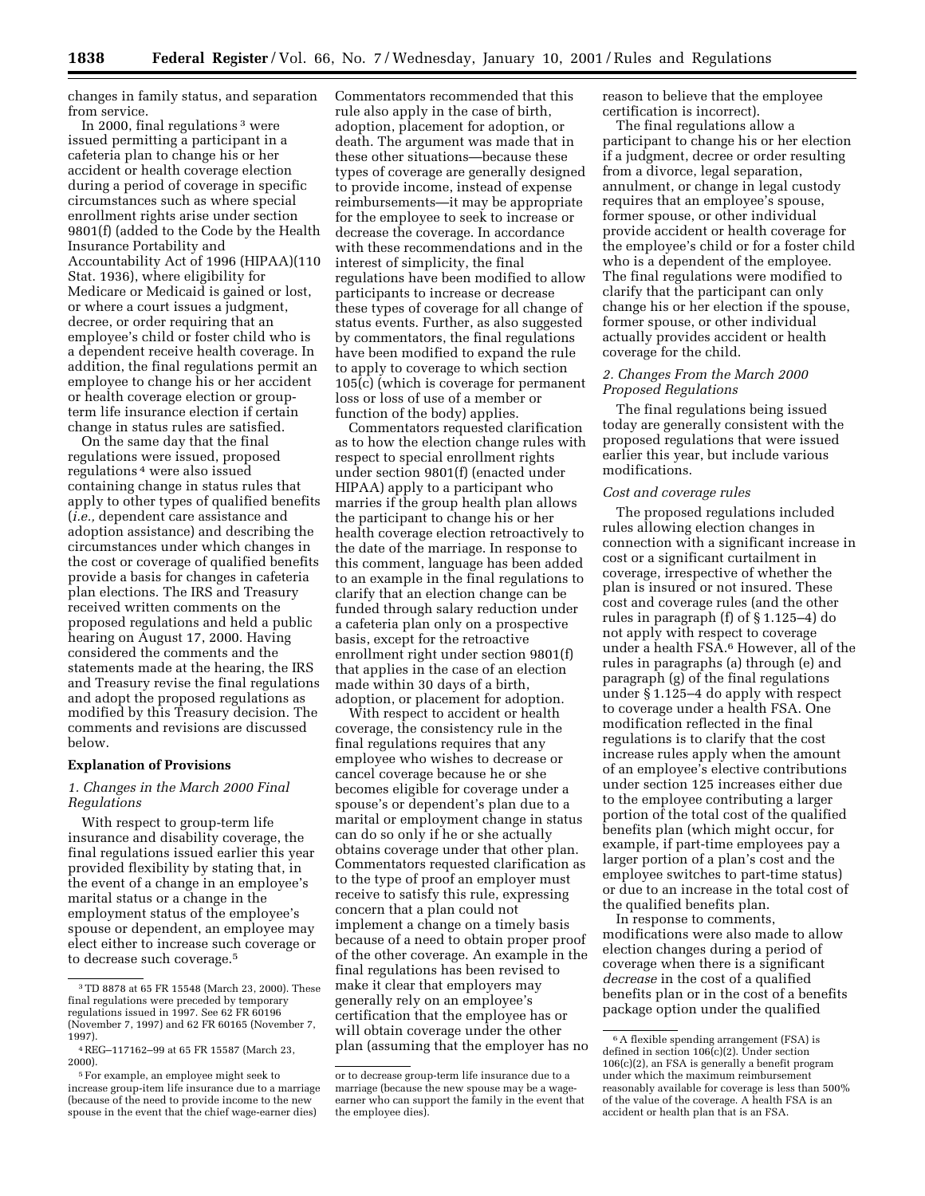changes in family status, and separation from service.

In 2000, final regulations [3] were issued permitting a participant in a cafeteria plan to change his or her accident or health coverage election during a period of coverage in specific circumstances such as where special enrollment rights arise under section 9801(f) (added to the Code by the Health Insurance Portability and Accountability Act of 1996 (HIPAA)(110 Stat. 1936), where eligibility for Medicare or Medicaid is gained or lost, or where a court issues a judgment, decree, or order requiring that an employee's child or foster child who is a dependent receive health coverage. In addition, the final regulations permit an employee to change his or her accident or health coverage election or group-term life insurance election if certain change in status rules are satisfied.

On the same day that the final regulations were issued, proposed regulations [4] were also issued containing change in status rules that apply to other types of qualified benefits (*i.e.,* dependent care assistance and adoption assistance) and describing the circumstances under which changes in the cost or coverage of qualified benefits provide a basis for changes in cafeteria plan elections. The IRS and Treasury received written comments on the proposed regulations and held a public hearing on August 17, 2000. Having considered the comments and the statements made at the hearing, the IRS and Treasury revise the final regulations and adopt the proposed regulations as modified by this Treasury decision. The comments and revisions are discussed below.

## Explanation of Provisions

### *1. Changes in the March 2000 Final Regulations*

With respect to group-term life insurance and disability coverage, the final regulations issued earlier this year provided flexibility by stating that, in the event of a change in an employee's marital status or a change in the employment status of the employee's spouse or dependent, an employee may elect either to increase such coverage or to decrease such coverage.[5]

Commentators recommended that this rule also apply in the case of birth, adoption, placement for adoption, or death. The argument was made that in these other situations—because these types of coverage are generally designed to provide income, instead of expense reimbursements—it may be appropriate for the employee to seek to increase or decrease the coverage. In accordance with these recommendations and in the interest of simplicity, the final regulations have been modified to allow participants to increase or decrease these types of coverage for all change of status events. Further, as also suggested by commentators, the final regulations have been modified to expand the rule to apply to coverage to which section 105(c) (which is coverage for permanent loss or loss of use of a member or function of the body) applies.

Commentators requested clarification as to how the election change rules with respect to special enrollment rights under section 9801(f) (enacted under HIPAA) apply to a participant who marries if the group health plan allows the participant to change his or her health coverage election retroactively to the date of the marriage. In response to this comment, language has been added to an example in the final regulations to clarify that an election change can be funded through salary reduction under a cafeteria plan only on a prospective basis, except for the retroactive enrollment right under section 9801(f) that applies in the case of an election made within 30 days of a birth, adoption, or placement for adoption.

With respect to accident or health coverage, the consistency rule in the final regulations requires that any employee who wishes to decrease or cancel coverage because he or she becomes eligible for coverage under a spouse's or dependent's plan due to a marital or employment change in status can do so only if he or she actually obtains coverage under that other plan. Commentators requested clarification as to the type of proof an employer must receive to satisfy this rule, expressing concern that a plan could not implement a change on a timely basis because of a need to obtain proper proof of the other coverage. An example in the final regulations has been revised to make it clear that employers may generally rely on an employee's certification that the employee has or will obtain coverage under the other plan (assuming that the employer has no reason to believe that the employee certification is incorrect).

The final regulations allow a participant to change his or her election if a judgment, decree or order resulting from a divorce, legal separation, annulment, or change in legal custody requires that an employee's spouse, former spouse, or other individual provide accident or health coverage for the employee's child or for a foster child who is a dependent of the employee. The final regulations were modified to clarify that the participant can only change his or her election if the spouse, former spouse, or other individual actually provides accident or health coverage for the child.

### *2. Changes From the March 2000 Proposed Regulations*

The final regulations being issued today are generally consistent with the proposed regulations that were issued earlier this year, but include various modifications.

#### *Cost and coverage rules*

The proposed regulations included rules allowing election changes in connection with a significant increase in cost or a significant curtailment in coverage, irrespective of whether the plan is insured or not insured. These cost and coverage rules (and the other rules in paragraph (f) of § 1.125–4) do not apply with respect to coverage under a health FSA.[6] However, all of the rules in paragraphs (a) through (e) and paragraph (g) of the final regulations under § 1.125–4 do apply with respect to coverage under a health FSA. One modification reflected in the final regulations is to clarify that the cost increase rules apply when the amount of an employee's elective contributions under section 125 increases either due to the employee contributing a larger portion of the total cost of the qualified benefits plan (which might occur, for example, if part-time employees pay a larger portion of a plan's cost and the employee switches to part-time status) or due to an increase in the total cost of the qualified benefits plan.

In response to comments, modifications were also made to allow election changes during a period of coverage when there is a significant *decrease* in the cost of a qualified benefits plan or in the cost of a benefits package option under the qualified

---

[3] TD 8878 at 65 FR 15548 (March 23, 2000). These final regulations were preceded by temporary regulations issued in 1997. See 62 FR 60196 (November 7, 1997) and 62 FR 60165 (November 7, 1997).

[4] REG–117162–99 at 65 FR 15587 (March 23, 2000).

[5] For example, an employee might seek to increase group-item life insurance due to a marriage (because of the need to provide income to the new spouse in the event that the chief wage-earner dies) or to decrease group-term life insurance due to a marriage (because the new spouse may be a wage-earner who can support the family in the event that the employee dies).

[6] A flexible spending arrangement (FSA) is defined in section 106(c)(2). Under section 106(c)(2), an FSA is generally a benefit program under which the maximum reimbursement reasonably available for coverage is less than 500% of the value of the coverage. A health FSA is an accident or health plan that is an FSA.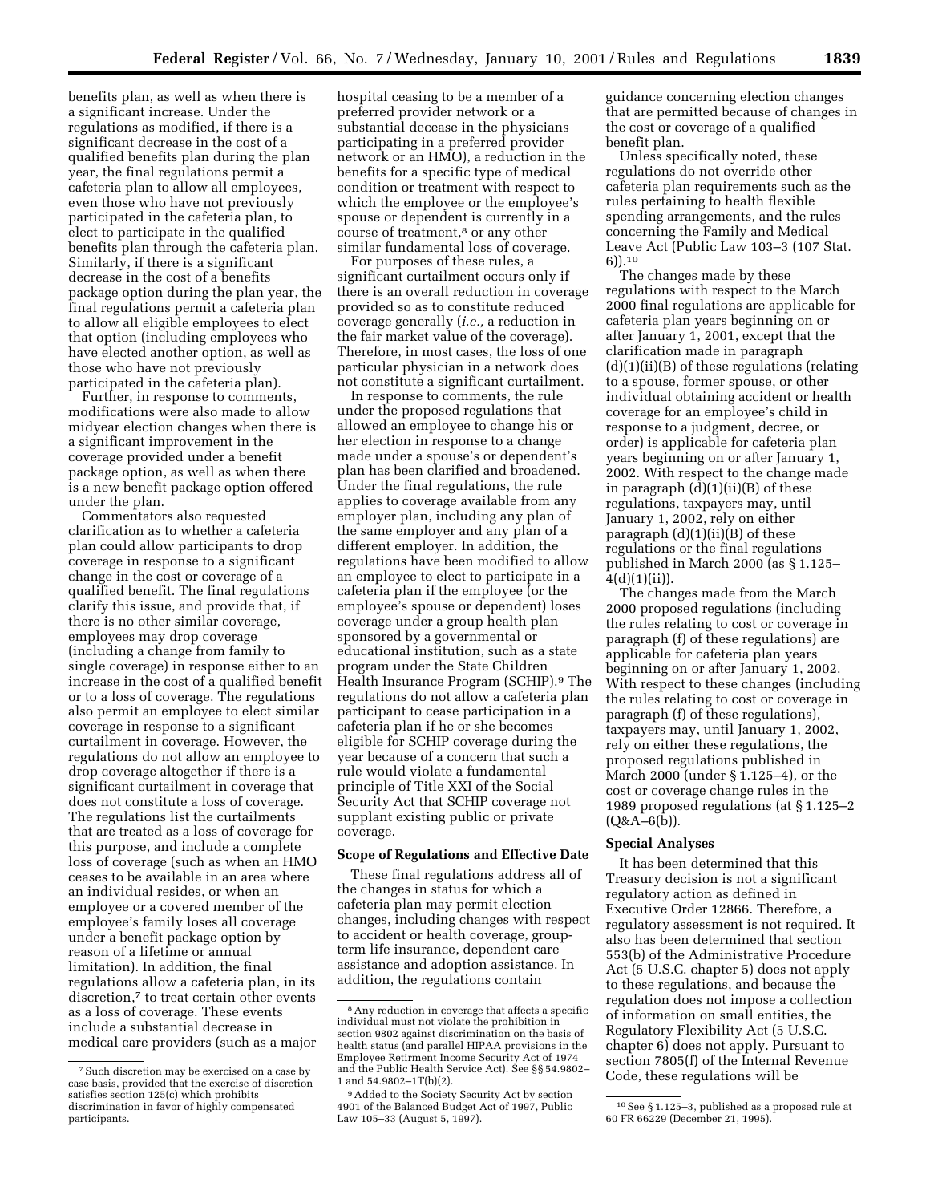benefits plan, as well as when there is a significant increase. Under the regulations as modified, if there is a significant decrease in the cost of a qualified benefits plan during the plan year, the final regulations permit a cafeteria plan to allow all employees, even those who have not previously participated in the cafeteria plan, to elect to participate in the qualified benefits plan through the cafeteria plan. Similarly, if there is a significant decrease in the cost of a benefits package option during the plan year, the final regulations permit a cafeteria plan to allow all eligible employees to elect that option (including employees who have elected another option, as well as those who have not previously participated in the cafeteria plan).

Further, in response to comments, modifications were also made to allow midyear election changes when there is a significant improvement in the coverage provided under a benefit package option, as well as when there is a new benefit package option offered under the plan.

Commentators also requested clarification as to whether a cafeteria plan could allow participants to drop coverage in response to a significant change in the cost or coverage of a qualified benefit. The final regulations clarify this issue, and provide that, if there is no other similar coverage, employees may drop coverage (including a change from family to single coverage) in response either to an increase in the cost of a qualified benefit or to a loss of coverage. The regulations also permit an employee to elect similar coverage in response to a significant curtailment in coverage. However, the regulations do not allow an employee to drop coverage altogether if there is a significant curtailment in coverage that does not constitute a loss of coverage. The regulations list the curtailments that are treated as a loss of coverage for this purpose, and include a complete loss of coverage (such as when an HMO ceases to be available in an area where an individual resides, or when an employee or a covered member of the employee's family loses all coverage under a benefit package option by reason of a lifetime or annual limitation). In addition, the final regulations allow a cafeteria plan, in its discretion,[7] to treat certain other events as a loss of coverage. These events include a substantial decrease in medical care providers (such as a major hospital ceasing to be a member of a preferred provider network or a substantial decease in the physicians participating in a preferred provider network or an HMO), a reduction in the benefits for a specific type of medical condition or treatment with respect to which the employee or the employee's spouse or dependent is currently in a course of treatment,[8] or any other similar fundamental loss of coverage.

For purposes of these rules, a significant curtailment occurs only if there is an overall reduction in coverage provided so as to constitute reduced coverage generally (*i.e.,* a reduction in the fair market value of the coverage). Therefore, in most cases, the loss of one particular physician in a network does not constitute a significant curtailment.

In response to comments, the rule under the proposed regulations that allowed an employee to change his or her election in response to a change made under a spouse's or dependent's plan has been clarified and broadened. Under the final regulations, the rule applies to coverage available from any employer plan, including any plan of the same employer and any plan of a different employer. In addition, the regulations have been modified to allow an employee to elect to participate in a cafeteria plan if the employee (or the employee's spouse or dependent) loses coverage under a group health plan sponsored by a governmental or educational institution, such as a state program under the State Children Health Insurance Program (SCHIP).[9] The regulations do not allow a cafeteria plan participant to cease participation in a cafeteria plan if he or she becomes eligible for SCHIP coverage during the year because of a concern that such a rule would violate a fundamental principle of Title XXI of the Social Security Act that SCHIP coverage not supplant existing public or private coverage.

## Scope of Regulations and Effective Date

These final regulations address all of the changes in status for which a cafeteria plan may permit election changes, including changes with respect to accident or health coverage, group-term life insurance, dependent care assistance and adoption assistance. In addition, the regulations contain guidance concerning election changes that are permitted because of changes in the cost or coverage of a qualified benefit plan.

Unless specifically noted, these regulations do not override other cafeteria plan requirements such as the rules pertaining to health flexible spending arrangements, and the rules concerning the Family and Medical Leave Act (Public Law 103–3 (107 Stat. 6)).[10]

The changes made by these regulations with respect to the March 2000 final regulations are applicable for cafeteria plan years beginning on or after January 1, 2001, except that the clarification made in paragraph (d)(1)(ii)(B) of these regulations (relating to a spouse, former spouse, or other individual obtaining accident or health coverage for an employee's child in response to a judgment, decree, or order) is applicable for cafeteria plan years beginning on or after January 1, 2002. With respect to the change made in paragraph (d)(1)(ii)(B) of these regulations, taxpayers may, until January 1, 2002, rely on either paragraph (d)(1)(ii)(B) of these regulations or the final regulations published in March 2000 (as § 1.125–4(d)(1)(ii)).

The changes made from the March 2000 proposed regulations (including the rules relating to cost or coverage in paragraph (f) of these regulations) are applicable for cafeteria plan years beginning on or after January 1, 2002. With respect to these changes (including the rules relating to cost or coverage in paragraph (f) of these regulations), taxpayers may, until January 1, 2002, rely on either these regulations, the proposed regulations published in March 2000 (under § 1.125–4), or the cost or coverage change rules in the 1989 proposed regulations (at § 1.125–2 (Q&A–6(b)).

## Special Analyses

It has been determined that this Treasury decision is not a significant regulatory action as defined in Executive Order 12866. Therefore, a regulatory assessment is not required. It also has been determined that section 553(b) of the Administrative Procedure Act (5 U.S.C. chapter 5) does not apply to these regulations, and because the regulation does not impose a collection of information on small entities, the Regulatory Flexibility Act (5 U.S.C. chapter 6) does not apply. Pursuant to section 7805(f) of the Internal Revenue Code, these regulations will be

---

[7] Such discretion may be exercised on a case by case basis, provided that the exercise of discretion satisfies section 125(c) which prohibits discrimination in favor of highly compensated participants.

[8] Any reduction in coverage that affects a specific individual must not violate the prohibition in section 9802 against discrimination on the basis of health status (and parallel HIPAA provisions in the Employee Retirement Income Security Act of 1974 and the Public Health Service Act). See §§ 54.9802–1 and 54.9802–1T(b)(2).

[9] Added to the Society Security Act by section 4901 of the Balanced Budget Act of 1997, Public Law 105–33 (August 5, 1997).

[10] See § 1.125–3, published as a proposed rule at 60 FR 66229 (December 21, 1995).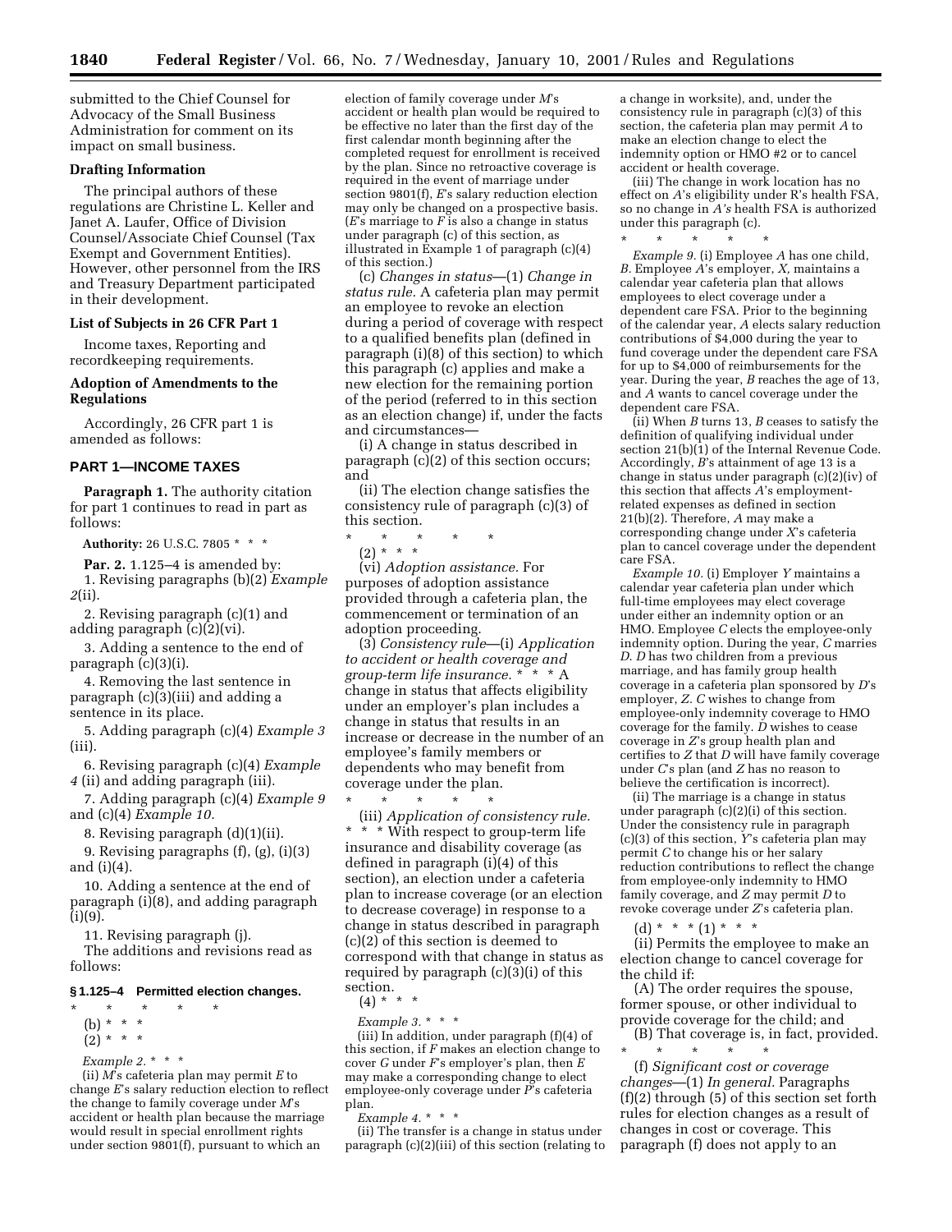submitted to the Chief Counsel for Advocacy of the Small Business Administration for comment on its impact on small business.

**Drafting Information**

The principal authors of these regulations are Christine L. Keller and Janet A. Laufer, Office of Division Counsel/Associate Chief Counsel (Tax Exempt and Government Entities). However, other personnel from the IRS and Treasury Department participated in their development.

**List of Subjects in 26 CFR Part 1**

Income taxes, Reporting and recordkeeping requirements.

**Adoption of Amendments to the Regulations**

Accordingly, 26 CFR part 1 is amended as follows:

## PART 1—INCOME TAXES

**Paragraph 1.** The authority citation for part 1 continues to read in part as follows:

**Authority:** 26 U.S.C. 7805 * * *

**Par. 2.** 1.125–4 is amended by:

1. Revising paragraphs (b)(2) *Example 2*(ii).

2. Revising paragraph (c)(1) and adding paragraph (c)(2)(vi).

3. Adding a sentence to the end of paragraph (c)(3)(i).

4. Removing the last sentence in paragraph (c)(3)(iii) and adding a sentence in its place.

5. Adding paragraph (c)(4) *Example 3* (iii).

6. Revising paragraph (c)(4) *Example 4* (ii) and adding paragraph (iii).

7. Adding paragraph (c)(4) *Example 9* and (c)(4) *Example 10.*

8. Revising paragraph (d)(1)(ii).

9. Revising paragraphs (f), (g), (i)(3) and (i)(4).

10. Adding a sentence at the end of paragraph (i)(8), and adding paragraph (i)(9).

11. Revising paragraph (j).

The additions and revisions read as follows:

**§ 1.125–4 Permitted election changes.**

\* \* \* \* \*

(b) * * *

(2) * * *

*Example 2.* * * *

(ii) *M*'s cafeteria plan may permit *E* to change *E*'s salary reduction election to reflect the change to family coverage under *M*'s accident or health plan because the marriage would result in special enrollment rights under section 9801(f), pursuant to which an election of family coverage under *M*'s accident or health plan would be required to be effective no later than the first day of the first calendar month beginning after the completed request for enrollment is received by the plan. Since no retroactive coverage is required in the event of marriage under section 9801(f), *E*'s salary reduction election may only be changed on a prospective basis. (*E*'s marriage to *F* is also a change in status under paragraph (c) of this section, as illustrated in Example 1 of paragraph (c)(4) of this section.)

(c) *Changes in status*—(1) *Change in status rule.* A cafeteria plan may permit an employee to revoke an election during a period of coverage with respect to a qualified benefits plan (defined in paragraph (i)(8) of this section) to which this paragraph (c) applies and make a new election for the remaining portion of the period (referred to in this section as an election change) if, under the facts and circumstances—

(i) A change in status described in paragraph (c)(2) of this section occurs; and

(ii) The election change satisfies the consistency rule of paragraph (c)(3) of this section.

\* \* \* \* \*

(2) * * *

(vi) *Adoption assistance.* For purposes of adoption assistance provided through a cafeteria plan, the commencement or termination of an adoption proceeding.

(3) *Consistency rule*—(i) *Application to accident or health coverage and group-term life insurance.* * * * A change in status that affects eligibility under an employer's plan includes a change in status that results in an increase or decrease in the number of an employee's family members or dependents who may benefit from coverage under the plan.

\* \* \* \* \*

(iii) *Application of consistency rule.* * * * With respect to group-term life insurance and disability coverage (as defined in paragraph (i)(4) of this section), an election under a cafeteria plan to increase coverage (or an election to decrease coverage) in response to a change in status described in paragraph (c)(2) of this section is deemed to correspond with that change in status as required by paragraph (c)(3)(i) of this section.

(4) * * *

*Example 3.* * * *

(iii) In addition, under paragraph (f)(4) of this section, if *F* makes an election change to cover *G* under *F*'s employer's plan, then *E* may make a corresponding change to elect employee-only coverage under *P*'s cafeteria plan.

*Example 4.* * * *

(ii) The transfer is a change in status under paragraph (c)(2)(iii) of this section (relating to a change in worksite), and, under the consistency rule in paragraph (c)(3) of this section, the cafeteria plan may permit *A* to make an election change to elect the indemnity option or HMO #2 or to cancel accident or health coverage.

(iii) The change in work location has no effect on *A*'s eligibility under R's health FSA, so no change in *A's* health FSA is authorized under this paragraph (c).

\* \* \* \* \*

*Example 9.* (i) Employee *A* has one child, *B*. Employee *A*'s employer, *X*, maintains a calendar year cafeteria plan that allows employees to elect coverage under a dependent care FSA. Prior to the beginning of the calendar year, *A* elects salary reduction contributions of $4,000 during the year to fund coverage under the dependent care FSA for up to $4,000 of reimbursements for the year. During the year, *B* reaches the age of 13, and *A* wants to cancel coverage under the dependent care FSA.

(ii) When *B* turns 13, *B* ceases to satisfy the definition of qualifying individual under section 21(b)(1) of the Internal Revenue Code. Accordingly, *B*'s attainment of age 13 is a change in status under paragraph (c)(2)(iv) of this section that affects *A*'s employment-related expenses as defined in section 21(b)(2). Therefore, *A* may make a corresponding change under *X*'s cafeteria plan to cancel coverage under the dependent care FSA.

*Example 10.* (i) Employer *Y* maintains a calendar year cafeteria plan under which full-time employees may elect coverage under either an indemnity option or an HMO. Employee *C* elects the employee-only indemnity option. During the year, *C* marries *D*. *D* has two children from a previous marriage, and has family group health coverage in a cafeteria plan sponsored by *D*'s employer, *Z*. *C* wishes to change from employee-only indemnity coverage to HMO coverage for the family. *D* wishes to cease coverage in *Z*'s group health plan and certifies to *Z* that *D* will have family coverage under *C*'s plan (and *Z* has no reason to believe the certification is incorrect).

(ii) The marriage is a change in status under paragraph (c)(2)(i) of this section. Under the consistency rule in paragraph (c)(3) of this section, *Y*'s cafeteria plan may permit *C* to change his or her salary reduction contributions to reflect the change from employee-only indemnity to HMO family coverage, and *Z* may permit *D* to revoke coverage under *Z*'s cafeteria plan.

(d) * * * (1) * * *

(ii) Permits the employee to make an election change to cancel coverage for the child if:

(A) The order requires the spouse, former spouse, or other individual to provide coverage for the child; and

(B) That coverage is, in fact, provided.

\* \* \* \* \*

(f) *Significant cost or coverage changes*—(1) *In general.* Paragraphs (f)(2) through (5) of this section set forth rules for election changes as a result of changes in cost or coverage. This paragraph (f) does not apply to an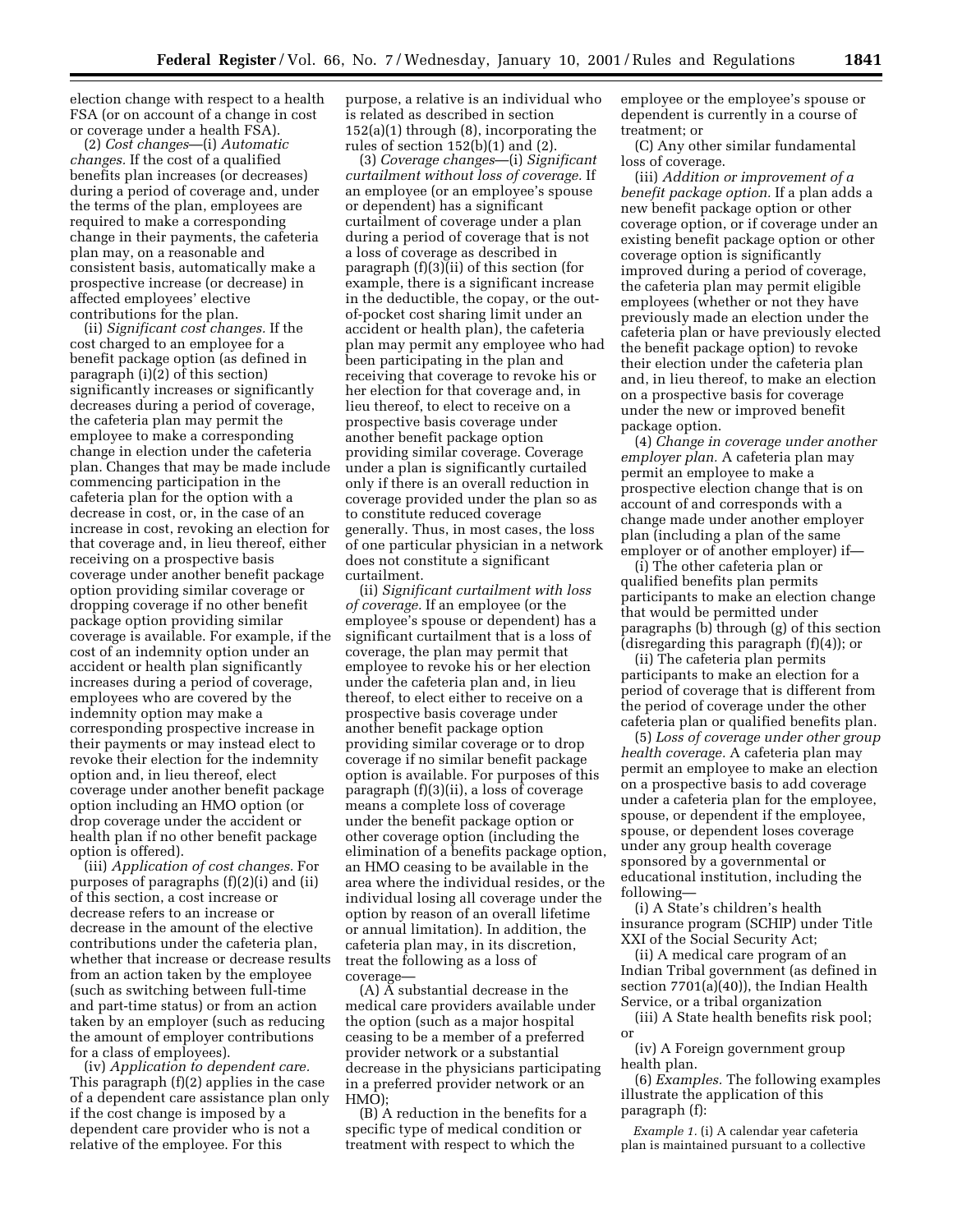election change with respect to a health FSA (or on account of a change in cost or coverage under a health FSA).

(2) *Cost changes*—(i) *Automatic changes.* If the cost of a qualified benefits plan increases (or decreases) during a period of coverage and, under the terms of the plan, employees are required to make a corresponding change in their payments, the cafeteria plan may, on a reasonable and consistent basis, automatically make a prospective increase (or decrease) in affected employees' elective contributions for the plan.

(ii) *Significant cost changes.* If the cost charged to an employee for a benefit package option (as defined in paragraph (i)(2) of this section) significantly increases or significantly decreases during a period of coverage, the cafeteria plan may permit the employee to make a corresponding change in election under the cafeteria plan. Changes that may be made include commencing participation in the cafeteria plan for the option with a decrease in cost, or, in the case of an increase in cost, revoking an election for that coverage and, in lieu thereof, either receiving on a prospective basis coverage under another benefit package option providing similar coverage or dropping coverage if no other benefit package option providing similar coverage is available. For example, if the cost of an indemnity option under an accident or health plan significantly increases during a period of coverage, employees who are covered by the indemnity option may make a corresponding prospective increase in their payments or may instead elect to revoke their election for the indemnity option and, in lieu thereof, elect coverage under another benefit package option including an HMO option (or drop coverage under the accident or health plan if no other benefit package option is offered).

(iii) *Application of cost changes.* For purposes of paragraphs (f)(2)(i) and (ii) of this section, a cost increase or decrease refers to an increase or decrease in the amount of the elective contributions under the cafeteria plan, whether that increase or decrease results from an action taken by the employee (such as switching between full-time and part-time status) or from an action taken by an employer (such as reducing the amount of employer contributions for a class of employees).

(iv) *Application to dependent care.* This paragraph (f)(2) applies in the case of a dependent care assistance plan only if the cost change is imposed by a dependent care provider who is not a relative of the employee. For this purpose, a relative is an individual who is related as described in section 152(a)(1) through (8), incorporating the rules of section 152(b)(1) and (2).

(3) *Coverage changes*—(i) *Significant curtailment without loss of coverage.* If an employee (or an employee's spouse or dependent) has a significant curtailment of coverage under a plan during a period of coverage that is not a loss of coverage as described in paragraph (f)(3)(ii) of this section (for example, there is a significant increase in the deductible, the copay, or the out-of-pocket cost sharing limit under an accident or health plan), the cafeteria plan may permit any employee who had been participating in the plan and receiving that coverage to revoke his or her election for that coverage and, in lieu thereof, to elect to receive on a prospective basis coverage under another benefit package option providing similar coverage. Coverage under a plan is significantly curtailed only if there is an overall reduction in coverage provided under the plan so as to constitute reduced coverage generally. Thus, in most cases, the loss of one particular physician in a network does not constitute a significant curtailment.

(ii) *Significant curtailment with loss of coverage.* If an employee (or the employee's spouse or dependent) has a significant curtailment that is a loss of coverage, the plan may permit that employee to revoke his or her election under the cafeteria plan and, in lieu thereof, to elect either to receive on a prospective basis coverage under another benefit package option providing similar coverage or to drop coverage if no similar benefit package option is available. For purposes of this paragraph (f)(3)(ii), a loss of coverage means a complete loss of coverage under the benefit package option or other coverage option (including the elimination of a benefits package option, an HMO ceasing to be available in the area where the individual resides, or the individual losing all coverage under the option by reason of an overall lifetime or annual limitation). In addition, the cafeteria plan may, in its discretion, treat the following as a loss of coverage—

(A) A substantial decrease in the medical care providers available under the option (such as a major hospital ceasing to be a member of a preferred provider network or a substantial decrease in the physicians participating in a preferred provider network or an HMO);

(B) A reduction in the benefits for a specific type of medical condition or treatment with respect to which the employee or the employee's spouse or dependent is currently in a course of treatment; or

(C) Any other similar fundamental loss of coverage.

(iii) *Addition or improvement of a benefit package option.* If a plan adds a new benefit package option or other coverage option, or if coverage under an existing benefit package option or other coverage option is significantly improved during a period of coverage, the cafeteria plan may permit eligible employees (whether or not they have previously made an election under the cafeteria plan or have previously elected the benefit package option) to revoke their election under the cafeteria plan and, in lieu thereof, to make an election on a prospective basis for coverage under the new or improved benefit package option.

(4) *Change in coverage under another employer plan.* A cafeteria plan may permit an employee to make a prospective election change that is on account of and corresponds with a change made under another employer plan (including a plan of the same employer or of another employer) if—

(i) The other cafeteria plan or qualified benefits plan permits participants to make an election change that would be permitted under paragraphs (b) through (g) of this section (disregarding this paragraph (f)(4)); or

(ii) The cafeteria plan permits participants to make an election for a period of coverage that is different from the period of coverage under the other cafeteria plan or qualified benefits plan.

(5) *Loss of coverage under other group health coverage.* A cafeteria plan may permit an employee to make an election on a prospective basis to add coverage under a cafeteria plan for the employee, spouse, or dependent if the employee, spouse, or dependent loses coverage under any group health coverage sponsored by a governmental or educational institution, including the following—

(i) A State's children's health insurance program (SCHIP) under Title XXI of the Social Security Act;

(ii) A medical care program of an Indian Tribal government (as defined in section 7701(a)(40)), the Indian Health Service, or a tribal organization

(iii) A State health benefits risk pool; or

(iv) A Foreign government group health plan.

(6) *Examples.* The following examples illustrate the application of this paragraph (f):

*Example 1.* (i) A calendar year cafeteria plan is maintained pursuant to a collective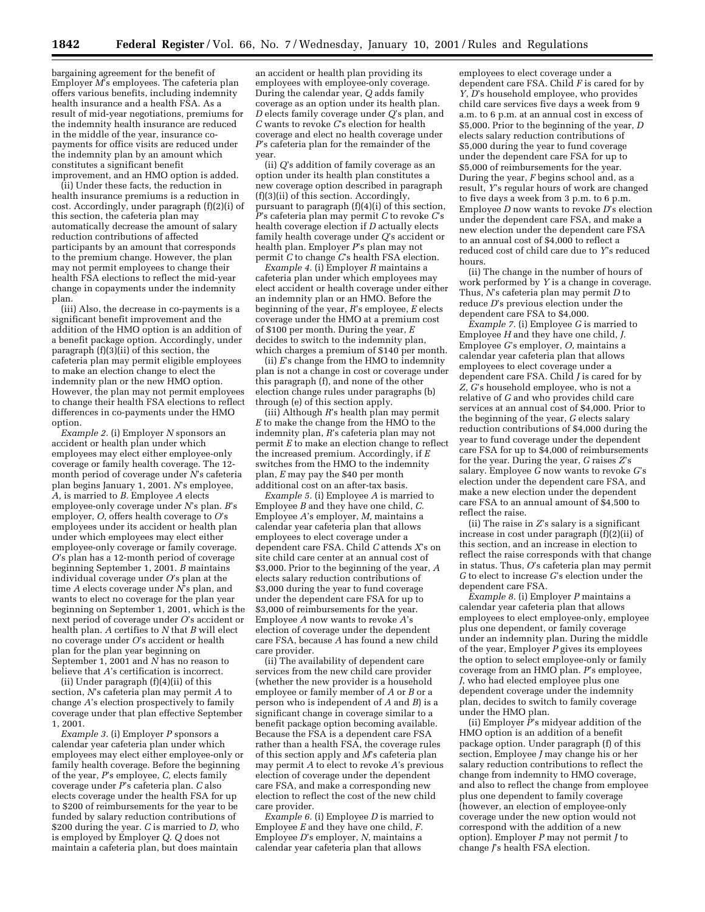bargaining agreement for the benefit of Employer *M*'s employees. The cafeteria plan offers various benefits, including indemnity health insurance and a health FSA. As a result of mid-year negotiations, premiums for the indemnity health insurance are reduced in the middle of the year, insurance co-payments for office visits are reduced under the indemnity plan by an amount which constitutes a significant benefit improvement, and an HMO option is added.

(ii) Under these facts, the reduction in health insurance premiums is a reduction in cost. Accordingly, under paragraph (f)(2)(i) of this section, the cafeteria plan may automatically decrease the amount of salary reduction contributions of affected participants by an amount that corresponds to the premium change. However, the plan may not permit employees to change their health FSA elections to reflect the mid-year change in copayments under the indemnity plan.

(iii) Also, the decrease in co-payments is a significant benefit improvement and the addition of the HMO option is an addition of a benefit package option. Accordingly, under paragraph (f)(3)(ii) of this section, the cafeteria plan may permit eligible employees to make an election change to elect the indemnity plan or the new HMO option. However, the plan may not permit employees to change their health FSA elections to reflect differences in co-payments under the HMO option.

*Example 2.* (i) Employer *N* sponsors an accident or health plan under which employees may elect either employee-only coverage or family health coverage. The 12-month period of coverage under *N*'s cafeteria plan begins January 1, 2001. *N*'s employee, *A*, is married to *B*. Employee *A* elects employee-only coverage under *N*'s plan. *B*'s employer, *O*, offers health coverage to *O*'s employees under its accident or health plan under which employees may elect either employee-only coverage or family coverage. *O*'s plan has a 12-month period of coverage beginning September 1, 2001. *B* maintains individual coverage under *O*'s plan at the time *A* elects coverage under *N*'s plan, and wants to elect no coverage for the plan year beginning on September 1, 2001, which is the next period of coverage under *O*'s accident or health plan. *A* certifies to *N* that *B* will elect no coverage under *O*'s accident or health plan for the plan year beginning on September 1, 2001 and *N* has no reason to believe that *A*'s certification is incorrect.

(ii) Under paragraph (f)(4)(ii) of this section, *N*'s cafeteria plan may permit *A* to change *A*'s election prospectively to family coverage under that plan effective September 1, 2001.

*Example 3.* (i) Employer *P* sponsors a calendar year cafeteria plan under which employees may elect either employee-only or family health coverage. Before the beginning of the year, *P*'s employee, *C*, elects family coverage under *P*'s cafeteria plan. *C* also elects coverage under the health FSA for up to $200 of reimbursements for the year to be funded by salary reduction contributions of $200 during the year. *C* is married to *D*, who is employed by Employer *Q*. *Q* does not maintain a cafeteria plan, but does maintain an accident or health plan providing its employees with employee-only coverage. During the calendar year, *Q* adds family coverage as an option under its health plan. *D* elects family coverage under *Q*'s plan, and *C* wants to revoke *C*'s election for health coverage and elect no health coverage under *P*'s cafeteria plan for the remainder of the year.

(ii) *Q*'s addition of family coverage as an option under its health plan constitutes a new coverage option described in paragraph (f)(3)(ii) of this section. Accordingly, pursuant to paragraph (f)(4)(i) of this section, *P*'s cafeteria plan may permit *C* to revoke *C*'s health coverage election if *D* actually elects family health coverage under *Q*'s accident or health plan. Employer *P*'s plan may not permit *C* to change *C*'s health FSA election.

*Example 4.* (i) Employer *R* maintains a cafeteria plan under which employees may elect accident or health coverage under either an indemnity plan or an HMO. Before the beginning of the year, *R*'s employee, *E* elects coverage under the HMO at a premium cost of $100 per month. During the year, *E* decides to switch to the indemnity plan, which charges a premium of $140 per month.

(ii) *E*'s change from the HMO to indemnity plan is not a change in cost or coverage under this paragraph (f), and none of the other election change rules under paragraphs (b) through (e) of this section apply.

(iii) Although *R*'s health plan may permit *E* to make the change from the HMO to the indemnity plan, *R*'s cafeteria plan may not permit *E* to make an election change to reflect the increased premium. Accordingly, if *E* switches from the HMO to the indemnity plan, *E* may pay the $40 per month additional cost on an after-tax basis.

*Example 5.* (i) Employee *A* is married to Employee *B* and they have one child, *C*. Employee *A*'s employer, *M*, maintains a calendar year cafeteria plan that allows employees to elect coverage under a dependent care FSA. Child *C* attends *X*'s on site child care center at an annual cost of $3,000. Prior to the beginning of the year, *A* elects salary reduction contributions of $3,000 during the year to fund coverage under the dependent care FSA for up to $3,000 of reimbursements for the year. Employee *A* now wants to revoke *A*'s election of coverage under the dependent care FSA, because *A* has found a new child care provider.

(ii) The availability of dependent care services from the new child care provider (whether the new provider is a household employee or family member of *A* or *B* or a person who is independent of *A* and *B*) is a significant change in coverage similar to a benefit package option becoming available. Because the FSA is a dependent care FSA rather than a health FSA, the coverage rules of this section apply and *M*'s cafeteria plan may permit *A* to elect to revoke *A*'s previous election of coverage under the dependent care FSA, and make a corresponding new election to reflect the cost of the new child care provider.

*Example 6.* (i) Employee *D* is married to Employee *E* and they have one child, *F*. Employee *D*'s employer, *N*, maintains a calendar year cafeteria plan that allows employees to elect coverage under a dependent care FSA. Child *F* is cared for by *Y*, *D*'s household employee, who provides child care services five days a week from 9 a.m. to 6 p.m. at an annual cost in excess of $5,000. Prior to the beginning of the year, *D* elects salary reduction contributions of $5,000 during the year to fund coverage under the dependent care FSA for up to $5,000 of reimbursements for the year. During the year, *F* begins school and, as a result, *Y*'s regular hours of work are changed to five days a week from 3 p.m. to 6 p.m. Employee *D* now wants to revoke *D*'s election under the dependent care FSA, and make a new election under the dependent care FSA to an annual cost of $4,000 to reflect a reduced cost of child care due to *Y*'s reduced hours.

(ii) The change in the number of hours of work performed by *Y* is a change in coverage. Thus, *N*'s cafeteria plan may permit *D* to reduce *D*'s previous election under the dependent care FSA to $4,000.

*Example 7.* (i) Employee *G* is married to Employee *H* and they have one child, *J*. Employee *G*'s employer, *O*, maintains a calendar year cafeteria plan that allows employees to elect coverage under a dependent care FSA. Child *J* is cared for by *Z*, *G*'s household employee, who is not a relative of *G* and who provides child care services at an annual cost of $4,000. Prior to the beginning of the year, *G* elects salary reduction contributions of $4,000 during the year to fund coverage under the dependent care FSA for up to $4,000 of reimbursements for the year. During the year, *G* raises *Z*'s salary. Employee *G* now wants to revoke *G*'s election under the dependent care FSA, and make a new election under the dependent care FSA to an annual amount of $4,500 to reflect the raise.

(ii) The raise in *Z*'s salary is a significant increase in cost under paragraph (f)(2)(ii) of this section, and an increase in election to reflect the raise corresponds with that change in status. Thus, *O*'s cafeteria plan may permit *G* to elect to increase *G*'s election under the dependent care FSA.

*Example 8.* (i) Employer *P* maintains a calendar year cafeteria plan that allows employees to elect employee-only, employee plus one dependent, or family coverage under an indemnity plan. During the middle of the year, Employer *P* gives its employees the option to select employee-only or family coverage from an HMO plan. *P*'s employee, *J*, who had elected employee plus one dependent coverage under the indemnity plan, decides to switch to family coverage under the HMO plan.

(ii) Employer *P*'s midyear addition of the HMO option is an addition of a benefit package option. Under paragraph (f) of this section, Employee *J* may change his or her salary reduction contributions to reflect the change from indemnity to HMO coverage, and also to reflect the change from employee plus one dependent to family coverage (however, an election of employee-only coverage under the new option would not correspond with the addition of a new option). Employer *P* may not permit *J* to change *J*'s health FSA election.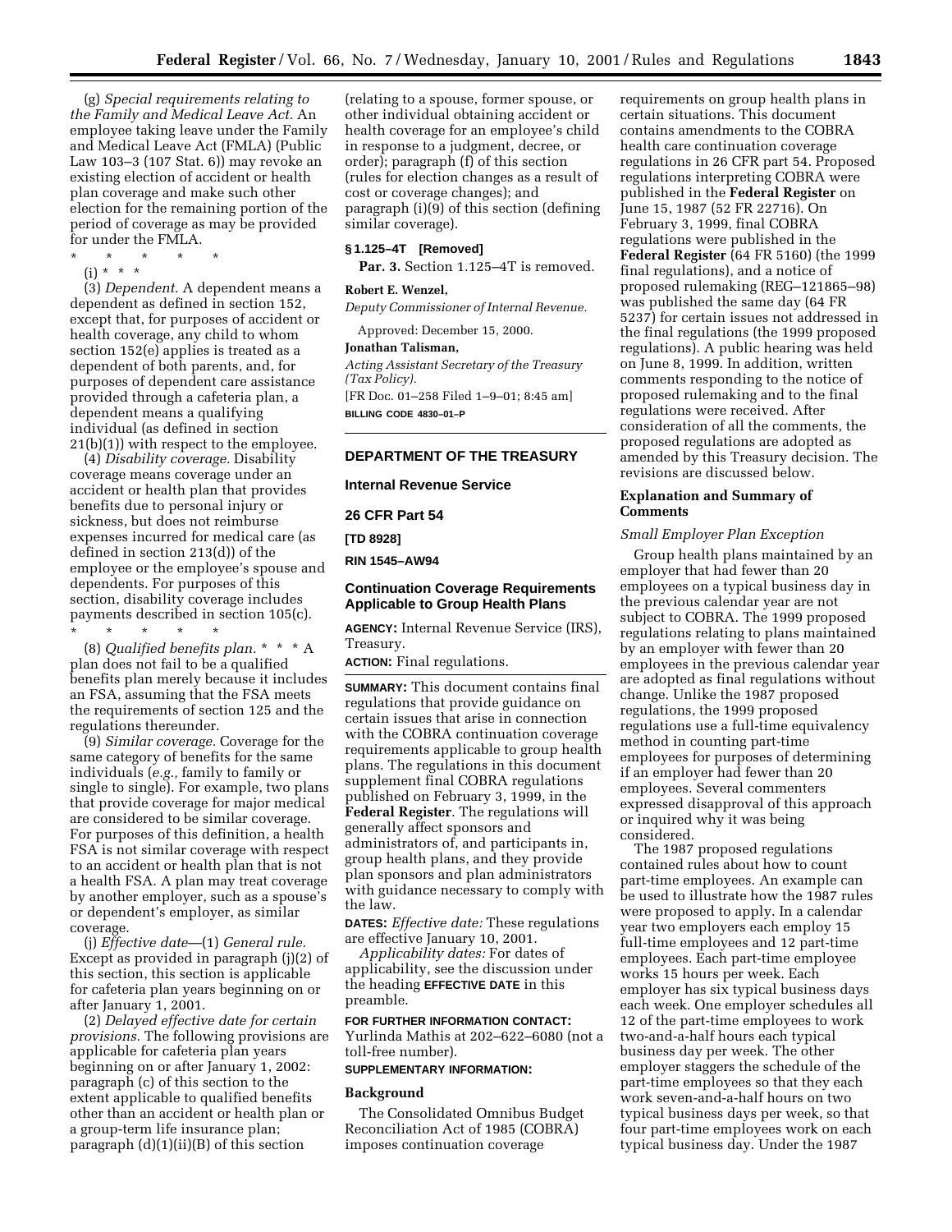(g) *Special requirements relating to the Family and Medical Leave Act.* An employee taking leave under the Family and Medical Leave Act (FMLA) (Public Law 103–3 (107 Stat. 6)) may revoke an existing election of accident or health plan coverage and make such other election for the remaining portion of the period of coverage as may be provided for under the FMLA.

\* \* \* \* \*

(i) \* \* \*

(3) *Dependent.* A dependent means a dependent as defined in section 152, except that, for purposes of accident or health coverage, any child to whom section 152(e) applies is treated as a dependent of both parents, and, for purposes of dependent care assistance provided through a cafeteria plan, a dependent means a qualifying individual (as defined in section 21(b)(1)) with respect to the employee.

(4) *Disability coverage.* Disability coverage means coverage under an accident or health plan that provides benefits due to personal injury or sickness, but does not reimburse expenses incurred for medical care (as defined in section 213(d)) of the employee or the employee's spouse and dependents. For purposes of this section, disability coverage includes payments described in section 105(c).

\* \* \* \* \*

(8) *Qualified benefits plan.* \* \* \* A plan does not fail to be a qualified benefits plan merely because it includes an FSA, assuming that the FSA meets the requirements of section 125 and the regulations thereunder.

(9) *Similar coverage.* Coverage for the same category of benefits for the same individuals (*e.g.,* family to family or single to single). For example, two plans that provide coverage for major medical are considered to be similar coverage. For purposes of this definition, a health FSA is not similar coverage with respect to an accident or health plan that is not a health FSA. A plan may treat coverage by another employer, such as a spouse's or dependent's employer, as similar coverage.

(j) *Effective date*—(1) *General rule.* Except as provided in paragraph (j)(2) of this section, this section is applicable for cafeteria plan years beginning on or after January 1, 2001.

(2) *Delayed effective date for certain provisions.* The following provisions are applicable for cafeteria plan years beginning on or after January 1, 2002: paragraph (c) of this section to the extent applicable to qualified benefits other than an accident or health plan or a group-term life insurance plan; paragraph (d)(1)(ii)(B) of this section (relating to a spouse, former spouse, or other individual obtaining accident or health coverage for an employee's child in response to a judgment, decree, or order); paragraph (f) of this section (rules for election changes as a result of cost or coverage changes); and paragraph (i)(9) of this section (defining similar coverage).

**§ 1.125–4T [Removed]**

**Par. 3.** Section 1.125–4T is removed.

**Robert E. Wenzel,**

*Deputy Commissioner of Internal Revenue.*

Approved: December 15, 2000.

**Jonathan Talisman,**

*Acting Assistant Secretary of the Treasury (Tax Policy).*

[FR Doc. 01–258 Filed 1–9–01; 8:45 am]

BILLING CODE 4830–01–P

## DEPARTMENT OF THE TREASURY

## Internal Revenue Service

## 26 CFR Part 54

**[TD 8928]**

**RIN 1545–AW94**

## Continuation Coverage Requirements Applicable to Group Health Plans

**AGENCY:** Internal Revenue Service (IRS), Treasury.

**ACTION:** Final regulations.

**SUMMARY:** This document contains final regulations that provide guidance on certain issues that arise in connection with the COBRA continuation coverage requirements applicable to group health plans. The regulations in this document supplement final COBRA regulations published on February 3, 1999, in the **Federal Register**. The regulations will generally affect sponsors and administrators of, and participants in, group health plans, and they provide plan sponsors and plan administrators with guidance necessary to comply with the law.

**DATES:** *Effective date:* These regulations are effective January 10, 2001.

*Applicability dates:* For dates of applicability, see the discussion under the heading **EFFECTIVE DATE** in this preamble.

**FOR FURTHER INFORMATION CONTACT:** Yurlinda Mathis at 202–622–6080 (not a toll-free number).

**SUPPLEMENTARY INFORMATION:**

### Background

The Consolidated Omnibus Budget Reconciliation Act of 1985 (COBRA) imposes continuation coverage requirements on group health plans in certain situations. This document contains amendments to the COBRA health care continuation coverage regulations in 26 CFR part 54. Proposed regulations interpreting COBRA were published in the **Federal Register** on June 15, 1987 (52 FR 22716). On February 3, 1999, final COBRA regulations were published in the **Federal Register** (64 FR 5160) (the 1999 final regulations), and a notice of proposed rulemaking (REG–121865–98) was published the same day (64 FR 5237) for certain issues not addressed in the final regulations (the 1999 proposed regulations). A public hearing was held on June 8, 1999. In addition, written comments responding to the notice of proposed rulemaking and to the final regulations were received. After consideration of all the comments, the proposed regulations are adopted as amended by this Treasury decision. The revisions are discussed below.

### Explanation and Summary of Comments

*Small Employer Plan Exception*

Group health plans maintained by an employer that had fewer than 20 employees on a typical business day in the previous calendar year are not subject to COBRA. The 1999 proposed regulations relating to plans maintained by an employer with fewer than 20 employees in the previous calendar year are adopted as final regulations without change. Unlike the 1987 proposed regulations, the 1999 proposed regulations use a full-time equivalency method in counting part-time employees for purposes of determining if an employer had fewer than 20 employees. Several commenters expressed disapproval of this approach or inquired why it was being considered.

The 1987 proposed regulations contained rules about how to count part-time employees. An example can be used to illustrate how the 1987 rules were proposed to apply. In a calendar year two employers each employ 15 full-time employees and 12 part-time employees. Each part-time employee works 15 hours per week. Each employer has six typical business days each week. One employer schedules all 12 of the part-time employees to work two-and-a-half hours each typical business day per week. The other employer staggers the schedule of the part-time employees so that they each work seven-and-a-half hours on two typical business days per week, so that four part-time employees work on each typical business day. Under the 1987